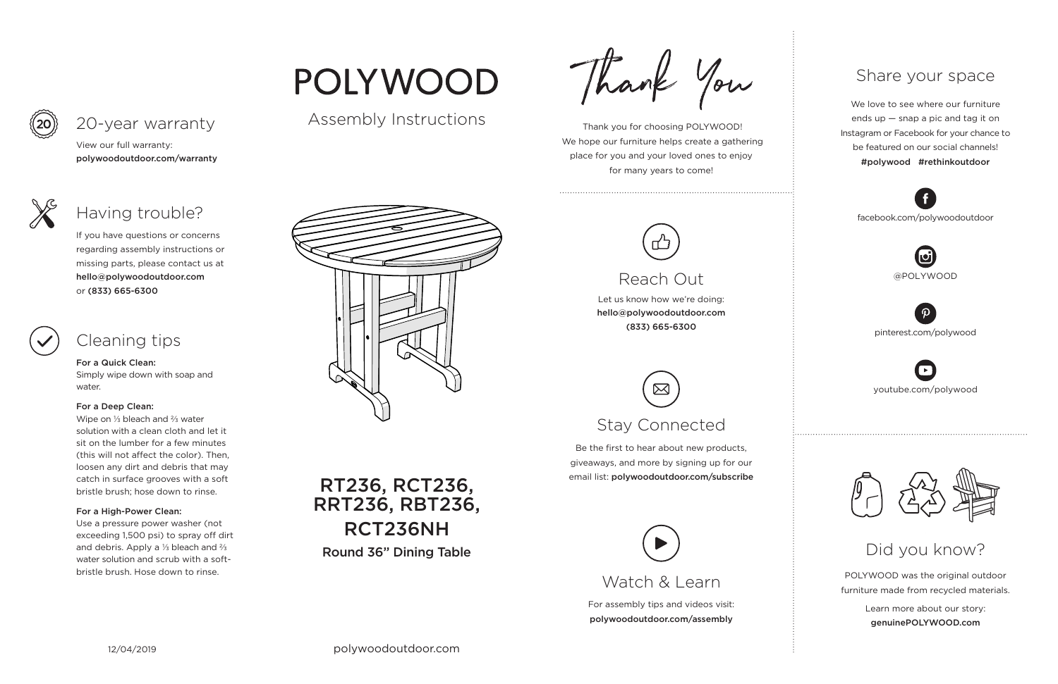# POLYWOOD

Assembly Instructions

## RT236, RCT236, RRT236, RBT236, RCT236NH

**Round 36" Dining Table**

polywoodoutdoor.com

## 20-year warranty

View our full warranty:
**polywoodoutdoor.com/warranty**

## Having trouble?

If you have questions or concerns regarding assembly instructions or missing parts, please contact us at **hello@polywoodoutdoor.com** or **(833) 665-6300**

## Cleaning tips

**For a Quick Clean:**
Simply wipe down with soap and water.

**For a Deep Clean:**
Wipe on ⅓ bleach and ⅔ water solution with a clean cloth and let it sit on the lumber for a few minutes (this will not affect the color). Then, loosen any dirt and debris that may catch in surface grooves with a soft bristle brush; hose down to rinse.

**For a High-Power Clean:**
Use a pressure power washer (not exceeding 1,500 psi) to spray off dirt and debris. Apply a ⅓ bleach and ⅔ water solution and scrub with a soft-bristle brush. Hose down to rinse.

12/04/2019

# Thank You

Thank you for choosing POLYWOOD! We hope our furniture helps create a gathering place for you and your loved ones to enjoy for many years to come!

## Reach Out

Let us know how we're doing:
**hello@polywoodoutdoor.com**
**(833) 665-6300**

## Stay Connected

Be the first to hear about new products, giveaways, and more by signing up for our email list: **polywoodoutdoor.com/subscribe**

## Watch & Learn

For assembly tips and videos visit:
**polywoodoutdoor.com/assembly**

## Share your space

We love to see where our furniture ends up — snap a pic and tag it on Instagram or Facebook for your chance to be featured on our social channels!
**#polywood #rethinkoutdoor**

facebook.com/polywoodoutdoor

@POLYWOOD

pinterest.com/polywood

youtube.com/polywood

## Did you know?

POLYWOOD was the original outdoor furniture made from recycled materials.

Learn more about our story:
**genuinePOLYWOOD.com**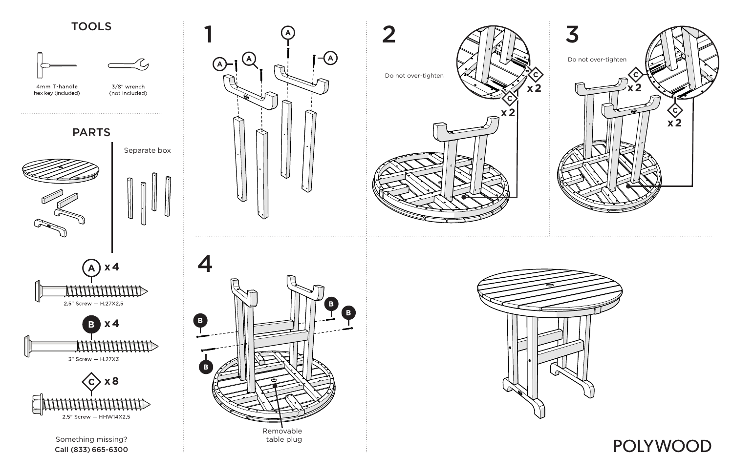## TOOLS

4mm T-handle hex key (included)

3/8" wrench (not included)

## PARTS

Separate box

A x4

2.5" Screw — H.27X2.5

B x4

3" Screw — H.27X3

C x8

2.5" Screw — HHW14X2.5

Something missing?
**Call (833) 665-6300**

## 1

A

A

A

A

## 2

Do not over-tighten

C x2

C x2

## 3

Do not over-tighten

C x2

C x2

## 4

B

B

B

B

Removable table plug

POLYWOOD